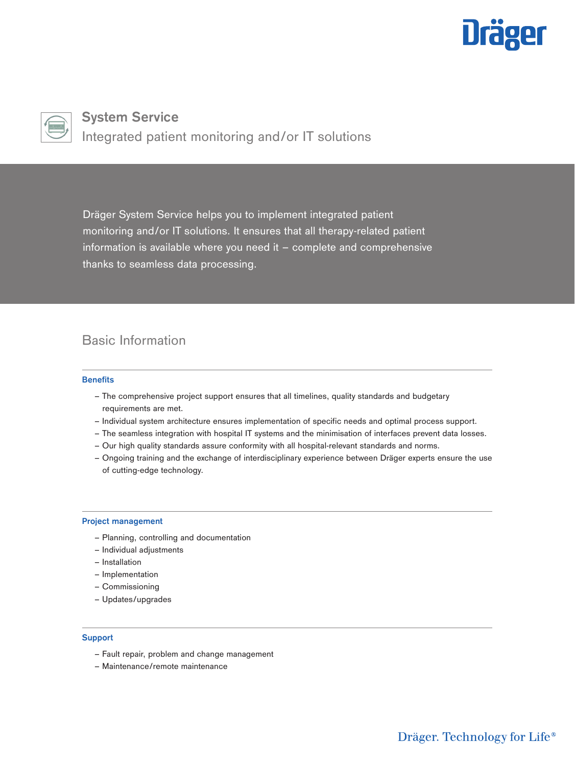# System Service

Integrated patient monitoring and/or IT solutions

Dräger System Service helps you to implement integrated patient monitoring and/or IT solutions. It ensures that all therapy-related patient information is available where you need it – complete and comprehensive thanks to seamless data processing.

## Basic Information

### Benefits

- The comprehensive project support ensures that all timelines, quality standards and budgetary requirements are met.
- Individual system architecture ensures implementation of specific needs and optimal process support.
- The seamless integration with hospital IT systems and the minimisation of interfaces prevent data losses.
- Our high quality standards assure conformity with all hospital-relevant standards and norms.
- Ongoing training and the exchange of interdisciplinary experience between Dräger experts ensure the use of cutting-edge technology.

### Project management

- Planning, controlling and documentation
- Individual adjustments
- Installation
- Implementation
- Commissioning
- Updates/upgrades

### Support

- Fault repair, problem and change management
- Maintenance/remote maintenance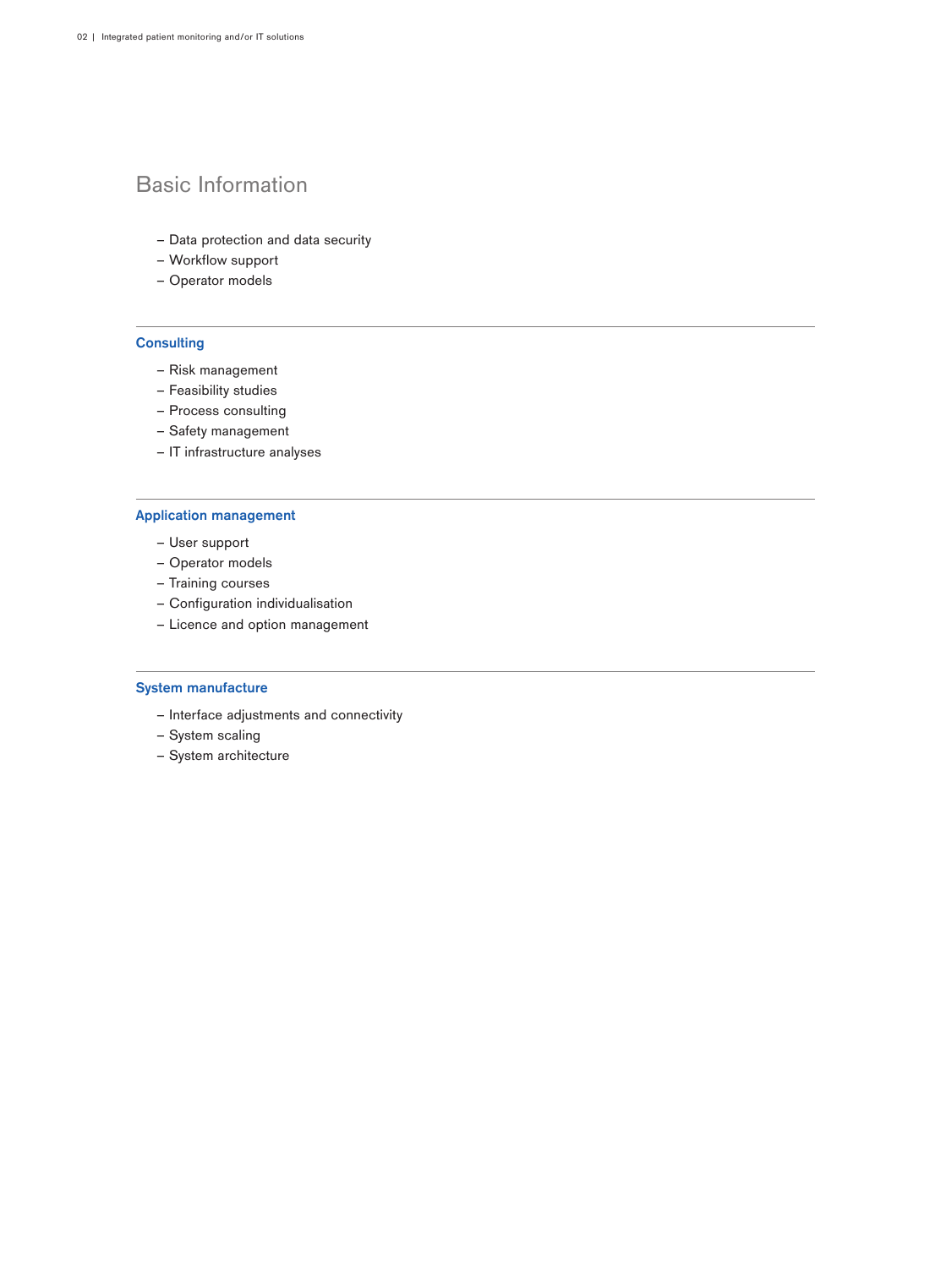## Basic Information

- Data protection and data security
- Workflow support
- Operator models

---

### Consulting

- Risk management
- Feasibility studies
- Process consulting
- Safety management
- IT infrastructure analyses

---

### Application management

- User support
- Operator models
- Training courses
- Configuration individualisation
- Licence and option management

---

### System manufacture

- Interface adjustments and connectivity
- System scaling
- System architecture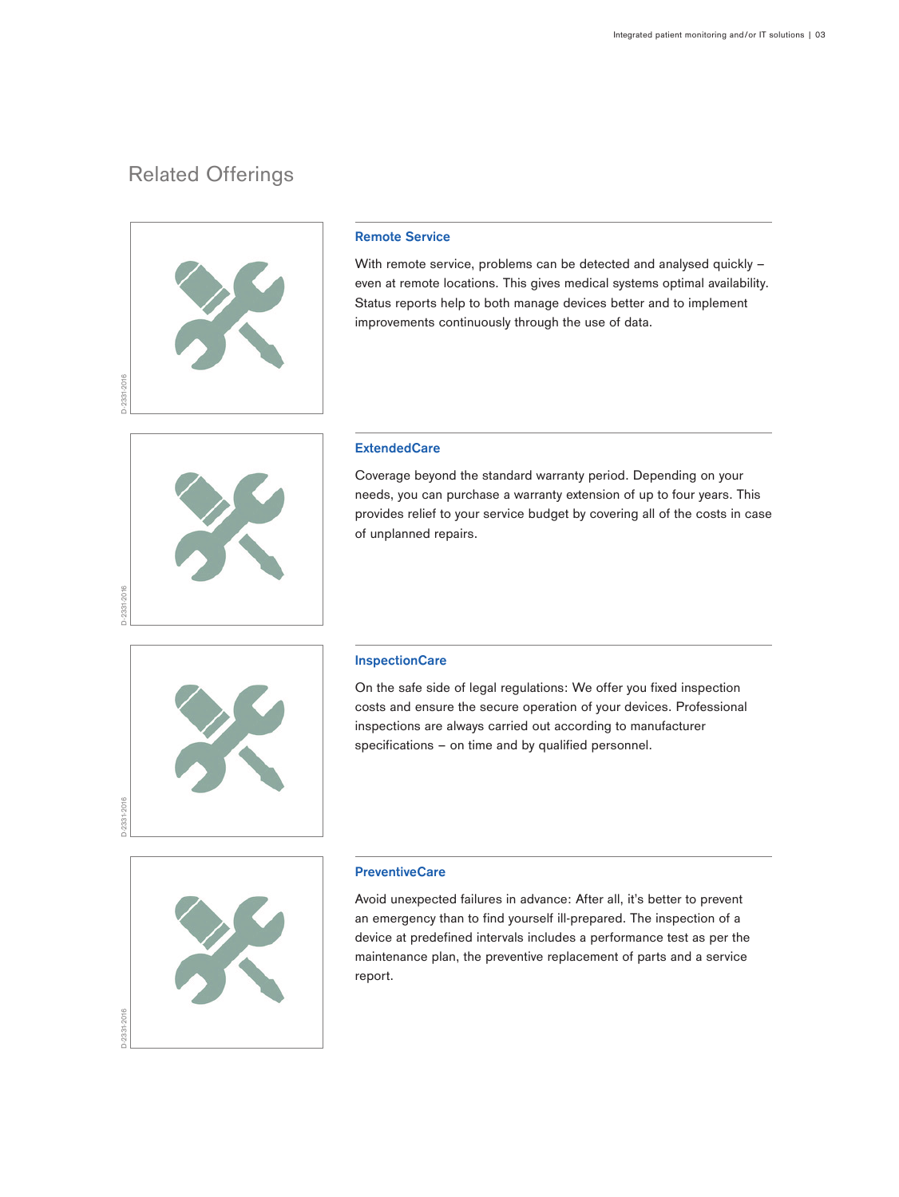## Related Offerings

D-2331-2016

### Remote Service

With remote service, problems can be detected and analysed quickly – even at remote locations. This gives medical systems optimal availability. Status reports help to both manage devices better and to implement improvements continuously through the use of data.

D-2331-2016

### ExtendedCare

Coverage beyond the standard warranty period. Depending on your needs, you can purchase a warranty extension of up to four years. This provides relief to your service budget by covering all of the costs in case of unplanned repairs.

D-2331-2016

### InspectionCare

On the safe side of legal regulations: We offer you fixed inspection costs and ensure the secure operation of your devices. Professional inspections are always carried out according to manufacturer specifications – on time and by qualified personnel.

D-2331-2016

### PreventiveCare

Avoid unexpected failures in advance: After all, it's better to prevent an emergency than to find yourself ill-prepared. The inspection of a device at predefined intervals includes a performance test as per the maintenance plan, the preventive replacement of parts and a service report.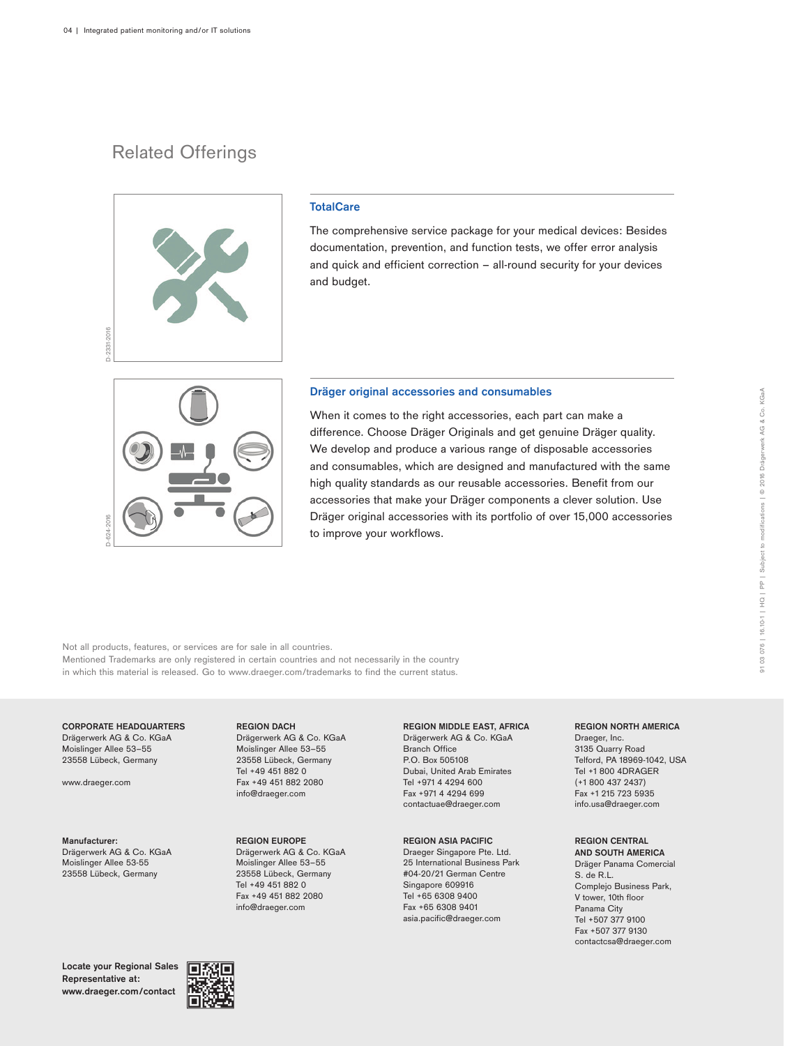## Related Offerings

D-2331-2016

### TotalCare

The comprehensive service package for your medical devices: Besides documentation, prevention, and function tests, we offer error analysis and quick and efficient correction – all-round security for your devices and budget.

D-624-2016

### Dräger original accessories and consumables

When it comes to the right accessories, each part can make a difference. Choose Dräger Originals and get genuine Dräger quality. We develop and produce a various range of disposable accessories and consumables, which are designed and manufactured with the same high quality standards as our reusable accessories. Benefit from our accessories that make your Dräger components a clever solution. Use Dräger original accessories with its portfolio of over 15,000 accessories to improve your workflows.

Not all products, features, or services are for sale in all countries.
Mentioned Trademarks are only registered in certain countries and not necessarily in the country in which this material is released. Go to www.draeger.com/trademarks to find the current status.

**CORPORATE HEADQUARTERS**
Drägerwerk AG & Co. KGaA
Moislinger Allee 53–55
23558 Lübeck, Germany

www.draeger.com

**Manufacturer:**
Drägerwerk AG & Co. KGaA
Moislinger Allee 53-55
23558 Lübeck, Germany

**REGION DACH**
Drägerwerk AG & Co. KGaA
Moislinger Allee 53–55
23558 Lübeck, Germany
Tel +49 451 882 0
Fax +49 451 882 2080
info@draeger.com

**REGION EUROPE**
Drägerwerk AG & Co. KGaA
Moislinger Allee 53–55
23558 Lübeck, Germany
Tel +49 451 882 0
Fax +49 451 882 2080
info@draeger.com

**REGION MIDDLE EAST, AFRICA**
Drägerwerk AG & Co. KGaA
Branch Office
P.O. Box 505108
Dubai, United Arab Emirates
Tel +971 4 4294 600
Fax +971 4 4294 699
contactuae@draeger.com

**REGION ASIA PACIFIC**
Draeger Singapore Pte. Ltd.
25 International Business Park
#04-20/21 German Centre
Singapore 609916
Tel +65 6308 9400
Fax +65 6308 9401
asia.pacific@draeger.com

**REGION NORTH AMERICA**
Draeger, Inc.
3135 Quarry Road
Telford, PA 18969-1042, USA
Tel +1 800 4DRAGER
(+1 800 437 2437)
Fax +1 215 723 5935
info.usa@draeger.com

**REGION CENTRAL AND SOUTH AMERICA**
Dräger Panama Comercial S. de R.L.
Complejo Business Park,
V tower, 10th floor
Panama City
Tel +507 377 9100
Fax +507 377 9130
contactcsa@draeger.com

**Locate your Regional Sales Representative at:**
**www.draeger.com/contact**

91 03 076 | 16.10-1 | HQ | PP | Subject to modifications | © 2016 Drägerwerk AG & Co. KGaA